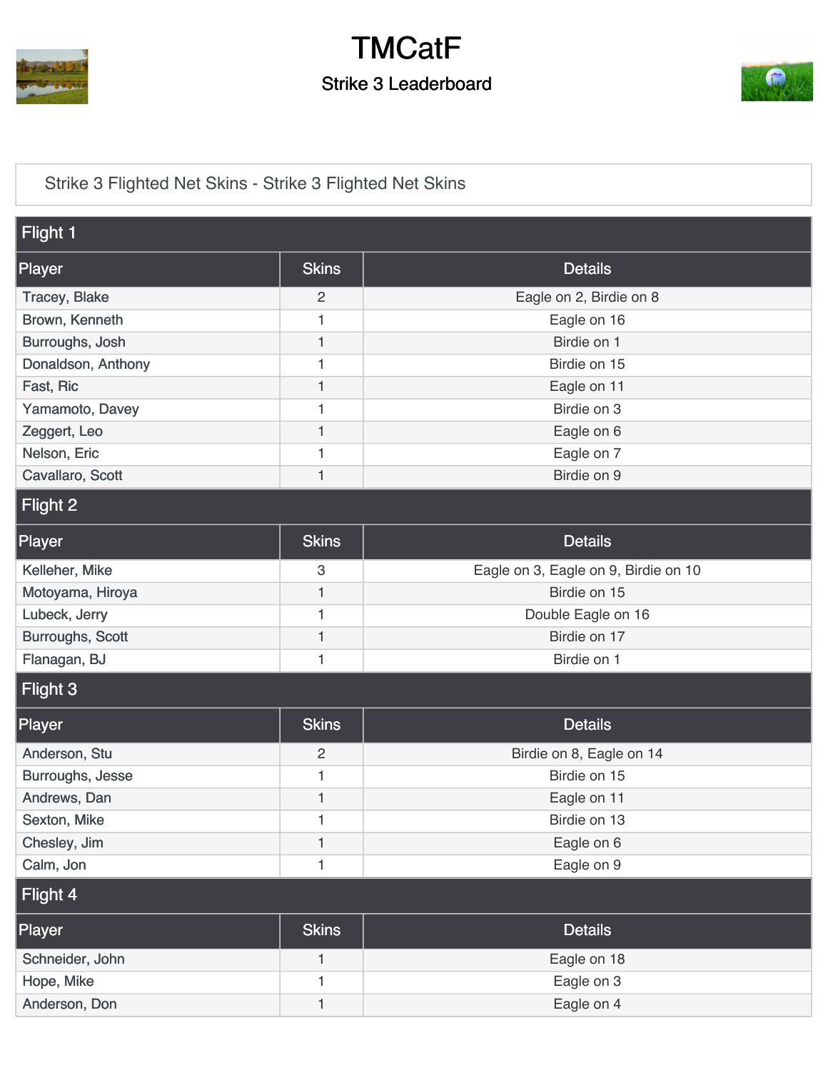# TMCatF

## Strike 3 Leaderboard

### Strike 3 Flighted Net Skins - Strike 3 Flighted Net Skins

#### Flight 1

| Player | Skins | Details |
|---|---|---|
| Tracey, Blake | 2 | Eagle on 2, Birdie on 8 |
| Brown, Kenneth | 1 | Eagle on 16 |
| Burroughs, Josh | 1 | Birdie on 1 |
| Donaldson, Anthony | 1 | Birdie on 15 |
| Fast, Ric | 1 | Eagle on 11 |
| Yamamoto, Davey | 1 | Birdie on 3 |
| Zeggert, Leo | 1 | Eagle on 6 |
| Nelson, Eric | 1 | Eagle on 7 |
| Cavallaro, Scott | 1 | Birdie on 9 |

#### Flight 2

| Player | Skins | Details |
|---|---|---|
| Kelleher, Mike | 3 | Eagle on 3, Eagle on 9, Birdie on 10 |
| Motoyama, Hiroya | 1 | Birdie on 15 |
| Lubeck, Jerry | 1 | Double Eagle on 16 |
| Burroughs, Scott | 1 | Birdie on 17 |
| Flanagan, BJ | 1 | Birdie on 1 |

#### Flight 3

| Player | Skins | Details |
|---|---|---|
| Anderson, Stu | 2 | Birdie on 8, Eagle on 14 |
| Burroughs, Jesse | 1 | Birdie on 15 |
| Andrews, Dan | 1 | Eagle on 11 |
| Sexton, Mike | 1 | Birdie on 13 |
| Chesley, Jim | 1 | Eagle on 6 |
| Calm, Jon | 1 | Eagle on 9 |

#### Flight 4

| Player | Skins | Details |
|---|---|---|
| Schneider, John | 1 | Eagle on 18 |
| Hope, Mike | 1 | Eagle on 3 |
| Anderson, Don | 1 | Eagle on 4 |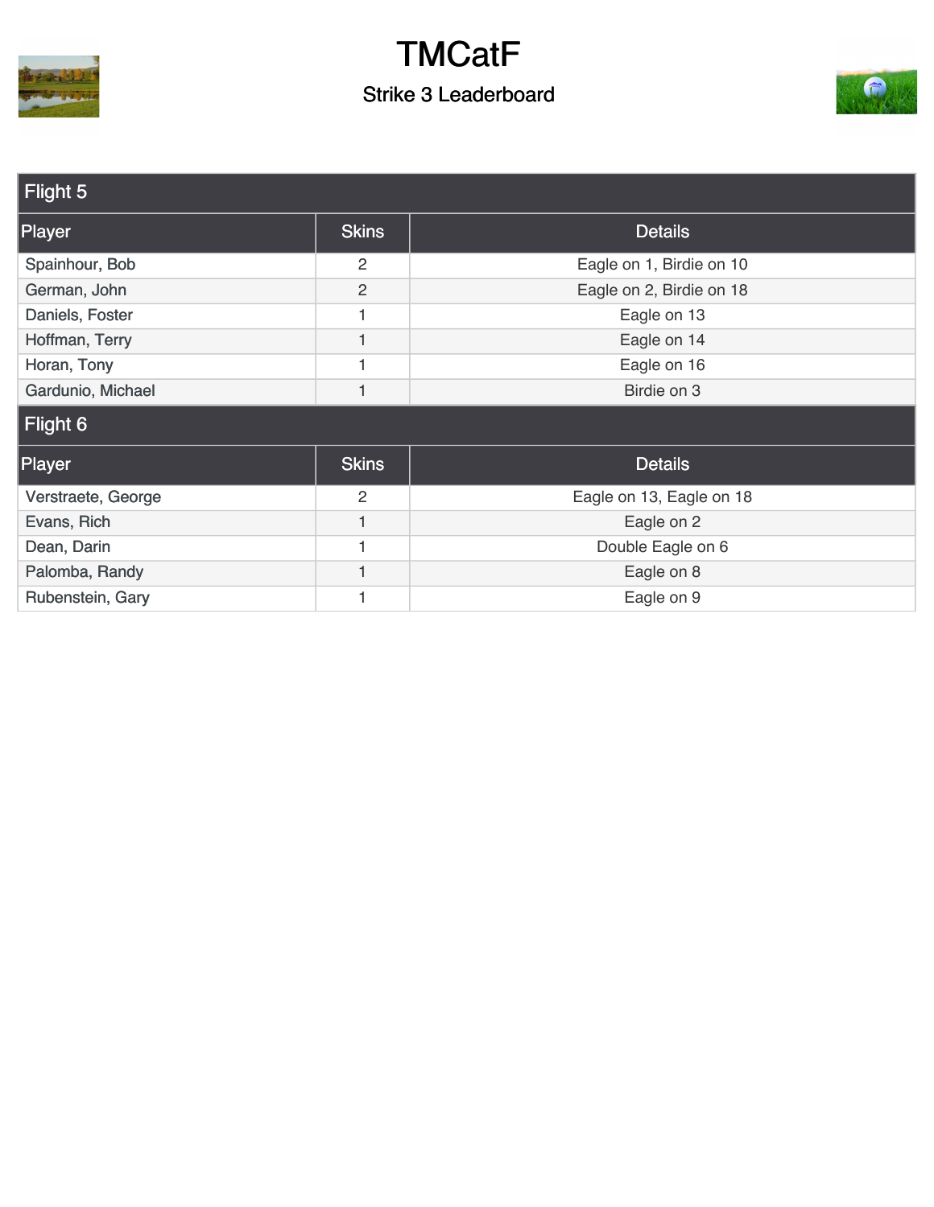# TMCatF

## Strike 3 Leaderboard

### Flight 5

| Player | Skins | Details |
| --- | --- | --- |
| Spainhour, Bob | 2 | Eagle on 1, Birdie on 10 |
| German, John | 2 | Eagle on 2, Birdie on 18 |
| Daniels, Foster | 1 | Eagle on 13 |
| Hoffman, Terry | 1 | Eagle on 14 |
| Horan, Tony | 1 | Eagle on 16 |
| Gardunio, Michael | 1 | Birdie on 3 |

### Flight 6

| Player | Skins | Details |
| --- | --- | --- |
| Verstraete, George | 2 | Eagle on 13, Eagle on 18 |
| Evans, Rich | 1 | Eagle on 2 |
| Dean, Darin | 1 | Double Eagle on 6 |
| Palomba, Randy | 1 | Eagle on 8 |
| Rubenstein, Gary | 1 | Eagle on 9 |